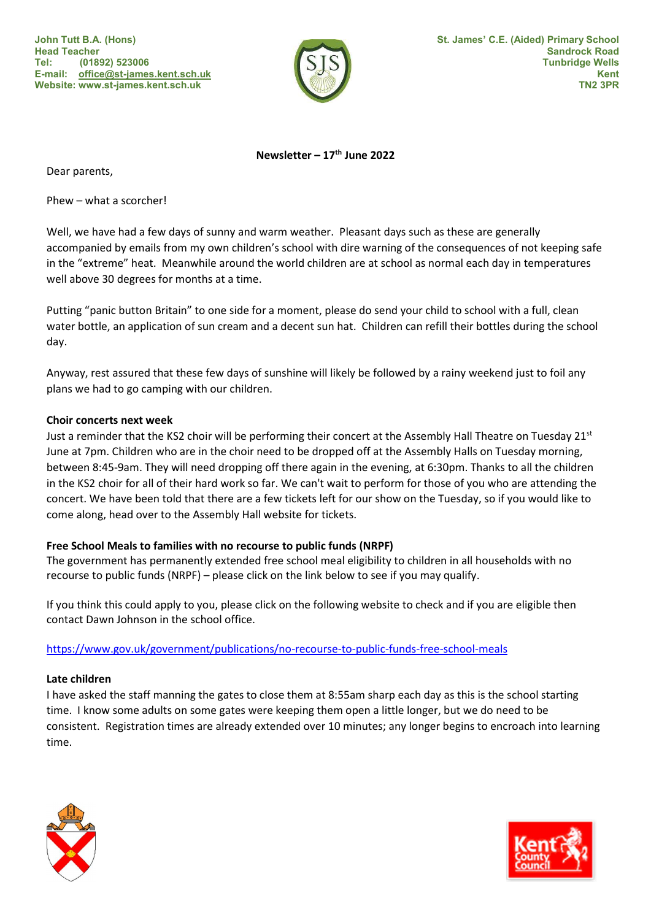John Tutt B.A. (Hons)
Head Teacher
Tel: (01892) 523006
E-mail: office@st-james.kent.sch.uk
Website: www.st-james.kent.sch.uk

St. James' C.E. (Aided) Primary School
Sandrock Road
Tunbridge Wells
Kent
TN2 3PR

**Newsletter – 17th June 2022**

Dear parents,

Phew – what a scorcher!

Well, we have had a few days of sunny and warm weather. Pleasant days such as these are generally accompanied by emails from my own children's school with dire warning of the consequences of not keeping safe in the "extreme" heat. Meanwhile around the world children are at school as normal each day in temperatures well above 30 degrees for months at a time.

Putting "panic button Britain" to one side for a moment, please do send your child to school with a full, clean water bottle, an application of sun cream and a decent sun hat. Children can refill their bottles during the school day.

Anyway, rest assured that these few days of sunshine will likely be followed by a rainy weekend just to foil any plans we had to go camping with our children.

**Choir concerts next week**

Just a reminder that the KS2 choir will be performing their concert at the Assembly Hall Theatre on Tuesday 21st June at 7pm. Children who are in the choir need to be dropped off at the Assembly Halls on Tuesday morning, between 8:45-9am. They will need dropping off there again in the evening, at 6:30pm. Thanks to all the children in the KS2 choir for all of their hard work so far. We can't wait to perform for those of you who are attending the concert. We have been told that there are a few tickets left for our show on the Tuesday, so if you would like to come along, head over to the Assembly Hall website for tickets.

**Free School Meals to families with no recourse to public funds (NRPF)**

The government has permanently extended free school meal eligibility to children in all households with no recourse to public funds (NRPF) – please click on the link below to see if you may qualify.

If you think this could apply to you, please click on the following website to check and if you are eligible then contact Dawn Johnson in the school office.

https://www.gov.uk/government/publications/no-recourse-to-public-funds-free-school-meals

**Late children**

I have asked the staff manning the gates to close them at 8:55am sharp each day as this is the school starting time. I know some adults on some gates were keeping them open a little longer, but we do need to be consistent. Registration times are already extended over 10 minutes; any longer begins to encroach into learning time.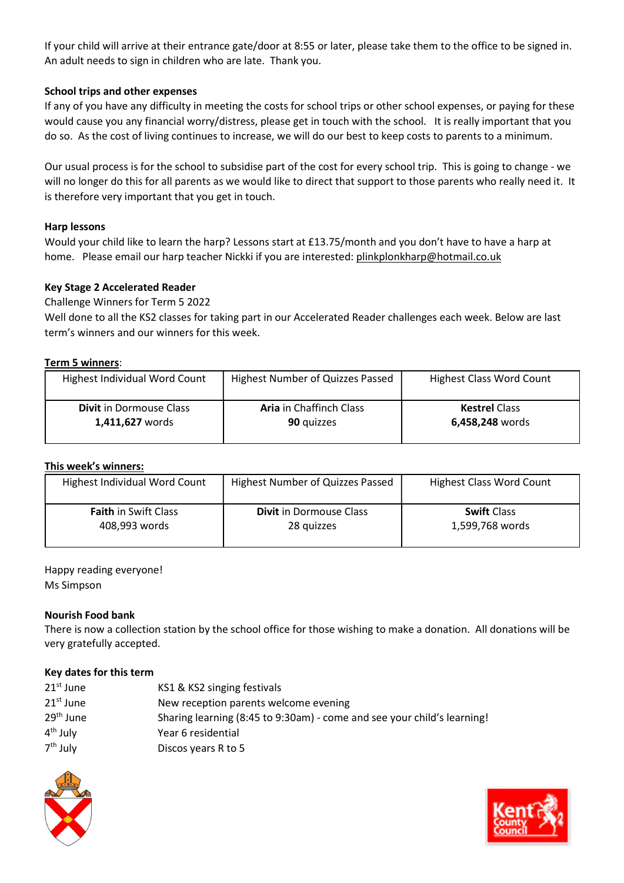If your child will arrive at their entrance gate/door at 8:55 or later, please take them to the office to be signed in. An adult needs to sign in children who are late. Thank you.

**School trips and other expenses**

If any of you have any difficulty in meeting the costs for school trips or other school expenses, or paying for these would cause you any financial worry/distress, please get in touch with the school. It is really important that you do so. As the cost of living continues to increase, we will do our best to keep costs to parents to a minimum.

Our usual process is for the school to subsidise part of the cost for every school trip. This is going to change - we will no longer do this for all parents as we would like to direct that support to those parents who really need it. It is therefore very important that you get in touch.

**Harp lessons**

Would your child like to learn the harp? Lessons start at £13.75/month and you don't have to have a harp at home. Please email our harp teacher Nickki if you are interested: plinkplonkharp@hotmail.co.uk

**Key Stage 2 Accelerated Reader**

Challenge Winners for Term 5 2022

Well done to all the KS2 classes for taking part in our Accelerated Reader challenges each week. Below are last term's winners and our winners for this week.

**Term 5 winners**:

| Highest Individual Word Count | Highest Number of Quizzes Passed | Highest Class Word Count |
|---|---|---|
| **Divit** in Dormouse Class **1,411,627** words | **Aria** in Chaffinch Class **90** quizzes | **Kestrel** Class **6,458,248** words |

**This week's winners:**

| Highest Individual Word Count | Highest Number of Quizzes Passed | Highest Class Word Count |
|---|---|---|
| **Faith** in Swift Class 408,993 words | **Divit** in Dormouse Class 28 quizzes | **Swift** Class 1,599,768 words |

Happy reading everyone!
Ms Simpson

**Nourish Food bank**

There is now a collection station by the school office for those wishing to make a donation. All donations will be very gratefully accepted.

**Key dates for this term**

| | |
|---|---|
| 21st June | KS1 & KS2 singing festivals |
| 21st June | New reception parents welcome evening |
| 29th June | Sharing learning (8:45 to 9:30am) - come and see your child's learning! |
| 4th July | Year 6 residential |
| 7th July | Discos years R to 5 |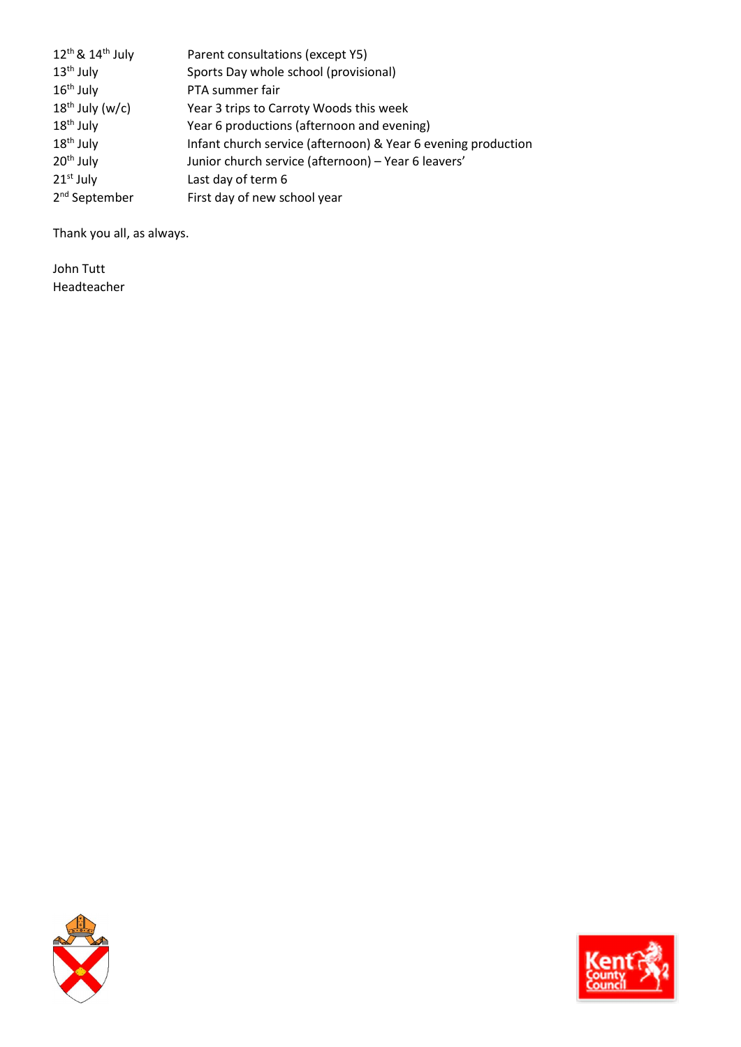| | |
|---|---|
| 12th & 14th July | Parent consultations (except Y5) |
| 13th July | Sports Day whole school (provisional) |
| 16th July | PTA summer fair |
| 18th July (w/c) | Year 3 trips to Carroty Woods this week |
| 18th July | Year 6 productions (afternoon and evening) |
| 18th July | Infant church service (afternoon) & Year 6 evening production |
| 20th July | Junior church service (afternoon) – Year 6 leavers' |
| 21st July | Last day of term 6 |
| 2nd September | First day of new school year |

Thank you all, as always.

John Tutt
Headteacher